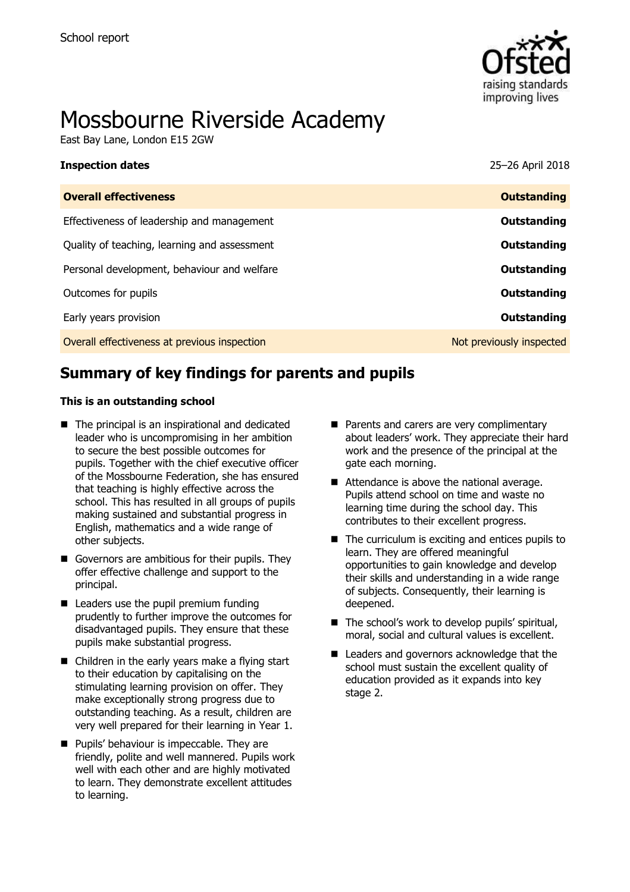School report

# Mossbourne Riverside Academy

East Bay Lane, London E15 2GW

**Inspection dates** 25–26 April 2018

| **Overall effectiveness** | **Outstanding** |
| --- | --- |
| Effectiveness of leadership and management | **Outstanding** |
| Quality of teaching, learning and assessment | **Outstanding** |
| Personal development, behaviour and welfare | **Outstanding** |
| Outcomes for pupils | **Outstanding** |
| Early years provision | **Outstanding** |
| Overall effectiveness at previous inspection | Not previously inspected |

## Summary of key findings for parents and pupils

**This is an outstanding school**

- The principal is an inspirational and dedicated leader who is uncompromising in her ambition to secure the best possible outcomes for pupils. Together with the chief executive officer of the Mossbourne Federation, she has ensured that teaching is highly effective across the school. This has resulted in all groups of pupils making sustained and substantial progress in English, mathematics and a wide range of other subjects.
- Governors are ambitious for their pupils. They offer effective challenge and support to the principal.
- Leaders use the pupil premium funding prudently to further improve the outcomes for disadvantaged pupils. They ensure that these pupils make substantial progress.
- Children in the early years make a flying start to their education by capitalising on the stimulating learning provision on offer. They make exceptionally strong progress due to outstanding teaching. As a result, children are very well prepared for their learning in Year 1.
- Pupils' behaviour is impeccable. They are friendly, polite and well mannered. Pupils work well with each other and are highly motivated to learn. They demonstrate excellent attitudes to learning.
- Parents and carers are very complimentary about leaders' work. They appreciate their hard work and the presence of the principal at the gate each morning.
- Attendance is above the national average. Pupils attend school on time and waste no learning time during the school day. This contributes to their excellent progress.
- The curriculum is exciting and entices pupils to learn. They are offered meaningful opportunities to gain knowledge and develop their skills and understanding in a wide range of subjects. Consequently, their learning is deepened.
- The school's work to develop pupils' spiritual, moral, social and cultural values is excellent.
- Leaders and governors acknowledge that the school must sustain the excellent quality of education provided as it expands into key stage 2.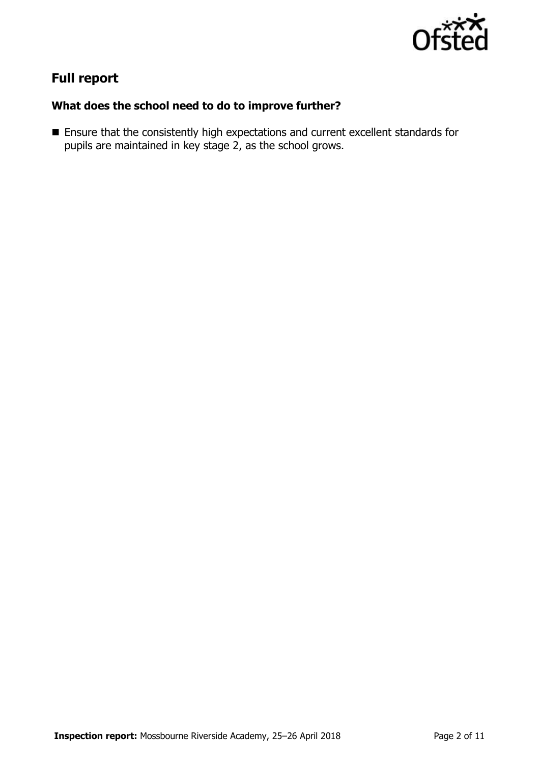## Full report

### What does the school need to do to improve further?

- Ensure that the consistently high expectations and current excellent standards for pupils are maintained in key stage 2, as the school grows.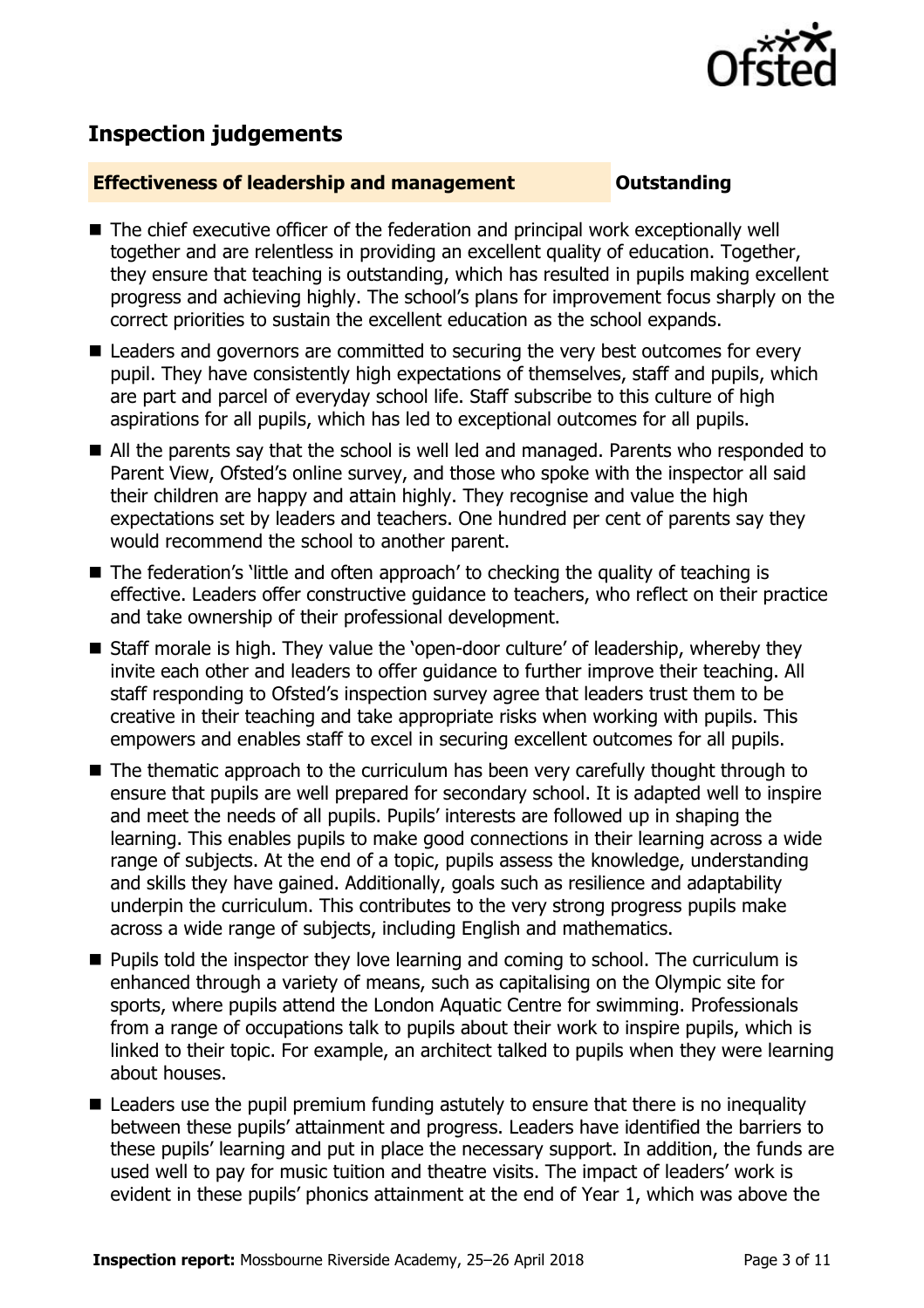## Inspection judgements

**Effectiveness of leadership and management** **Outstanding**

- The chief executive officer of the federation and principal work exceptionally well together and are relentless in providing an excellent quality of education. Together, they ensure that teaching is outstanding, which has resulted in pupils making excellent progress and achieving highly. The school's plans for improvement focus sharply on the correct priorities to sustain the excellent education as the school expands.
- Leaders and governors are committed to securing the very best outcomes for every pupil. They have consistently high expectations of themselves, staff and pupils, which are part and parcel of everyday school life. Staff subscribe to this culture of high aspirations for all pupils, which has led to exceptional outcomes for all pupils.
- All the parents say that the school is well led and managed. Parents who responded to Parent View, Ofsted's online survey, and those who spoke with the inspector all said their children are happy and attain highly. They recognise and value the high expectations set by leaders and teachers. One hundred per cent of parents say they would recommend the school to another parent.
- The federation's 'little and often approach' to checking the quality of teaching is effective. Leaders offer constructive guidance to teachers, who reflect on their practice and take ownership of their professional development.
- Staff morale is high. They value the 'open-door culture' of leadership, whereby they invite each other and leaders to offer guidance to further improve their teaching. All staff responding to Ofsted's inspection survey agree that leaders trust them to be creative in their teaching and take appropriate risks when working with pupils. This empowers and enables staff to excel in securing excellent outcomes for all pupils.
- The thematic approach to the curriculum has been very carefully thought through to ensure that pupils are well prepared for secondary school. It is adapted well to inspire and meet the needs of all pupils. Pupils' interests are followed up in shaping the learning. This enables pupils to make good connections in their learning across a wide range of subjects. At the end of a topic, pupils assess the knowledge, understanding and skills they have gained. Additionally, goals such as resilience and adaptability underpin the curriculum. This contributes to the very strong progress pupils make across a wide range of subjects, including English and mathematics.
- Pupils told the inspector they love learning and coming to school. The curriculum is enhanced through a variety of means, such as capitalising on the Olympic site for sports, where pupils attend the London Aquatic Centre for swimming. Professionals from a range of occupations talk to pupils about their work to inspire pupils, which is linked to their topic. For example, an architect talked to pupils when they were learning about houses.
- Leaders use the pupil premium funding astutely to ensure that there is no inequality between these pupils' attainment and progress. Leaders have identified the barriers to these pupils' learning and put in place the necessary support. In addition, the funds are used well to pay for music tuition and theatre visits. The impact of leaders' work is evident in these pupils' phonics attainment at the end of Year 1, which was above the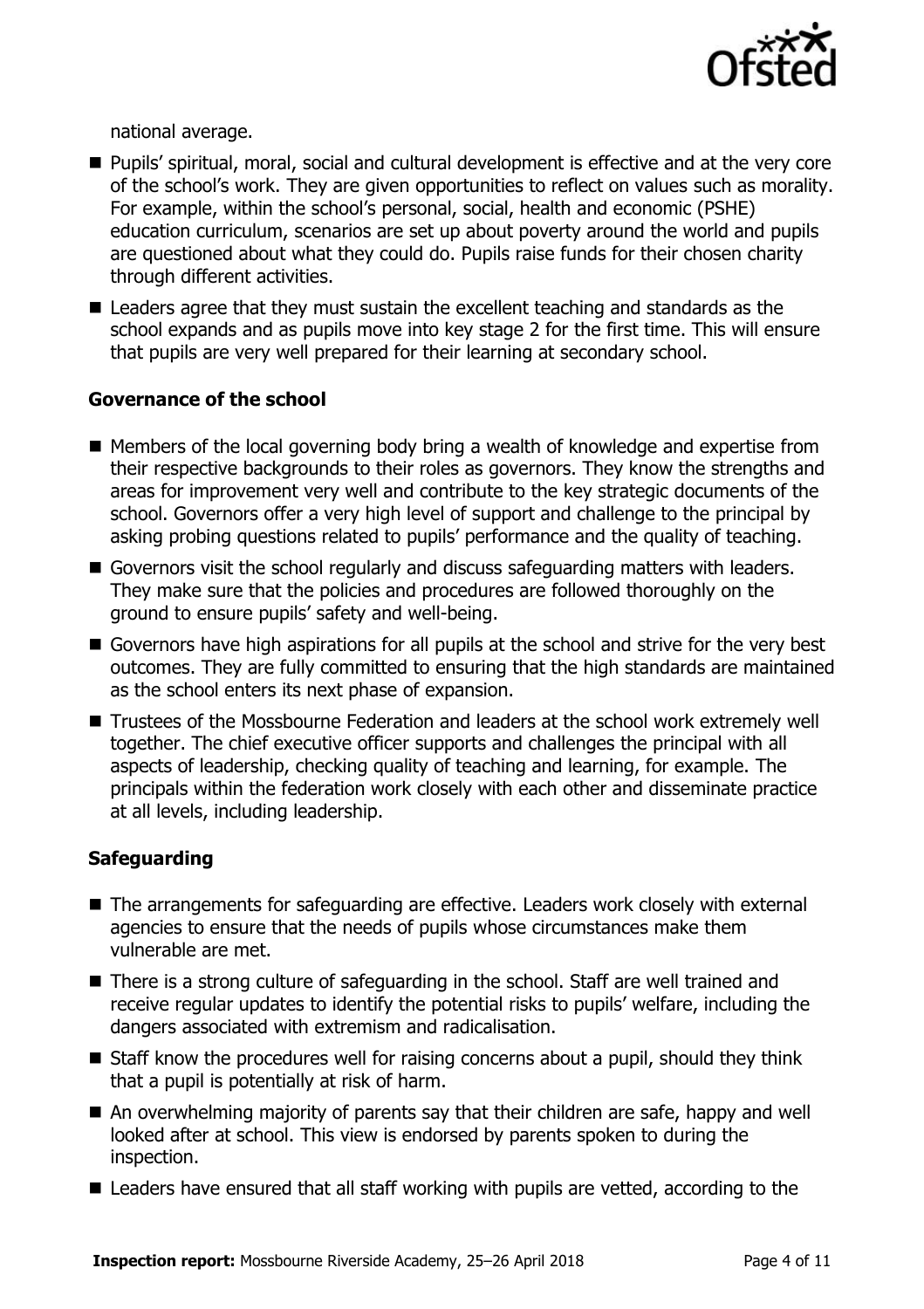national average.

- Pupils' spiritual, moral, social and cultural development is effective and at the very core of the school's work. They are given opportunities to reflect on values such as morality. For example, within the school's personal, social, health and economic (PSHE) education curriculum, scenarios are set up about poverty around the world and pupils are questioned about what they could do. Pupils raise funds for their chosen charity through different activities.
- Leaders agree that they must sustain the excellent teaching and standards as the school expands and as pupils move into key stage 2 for the first time. This will ensure that pupils are very well prepared for their learning at secondary school.

### Governance of the school

- Members of the local governing body bring a wealth of knowledge and expertise from their respective backgrounds to their roles as governors. They know the strengths and areas for improvement very well and contribute to the key strategic documents of the school. Governors offer a very high level of support and challenge to the principal by asking probing questions related to pupils' performance and the quality of teaching.
- Governors visit the school regularly and discuss safeguarding matters with leaders. They make sure that the policies and procedures are followed thoroughly on the ground to ensure pupils' safety and well-being.
- Governors have high aspirations for all pupils at the school and strive for the very best outcomes. They are fully committed to ensuring that the high standards are maintained as the school enters its next phase of expansion.
- Trustees of the Mossbourne Federation and leaders at the school work extremely well together. The chief executive officer supports and challenges the principal with all aspects of leadership, checking quality of teaching and learning, for example. The principals within the federation work closely with each other and disseminate practice at all levels, including leadership.

### Safeguarding

- The arrangements for safeguarding are effective. Leaders work closely with external agencies to ensure that the needs of pupils whose circumstances make them vulnerable are met.
- There is a strong culture of safeguarding in the school. Staff are well trained and receive regular updates to identify the potential risks to pupils' welfare, including the dangers associated with extremism and radicalisation.
- Staff know the procedures well for raising concerns about a pupil, should they think that a pupil is potentially at risk of harm.
- An overwhelming majority of parents say that their children are safe, happy and well looked after at school. This view is endorsed by parents spoken to during the inspection.
- Leaders have ensured that all staff working with pupils are vetted, according to the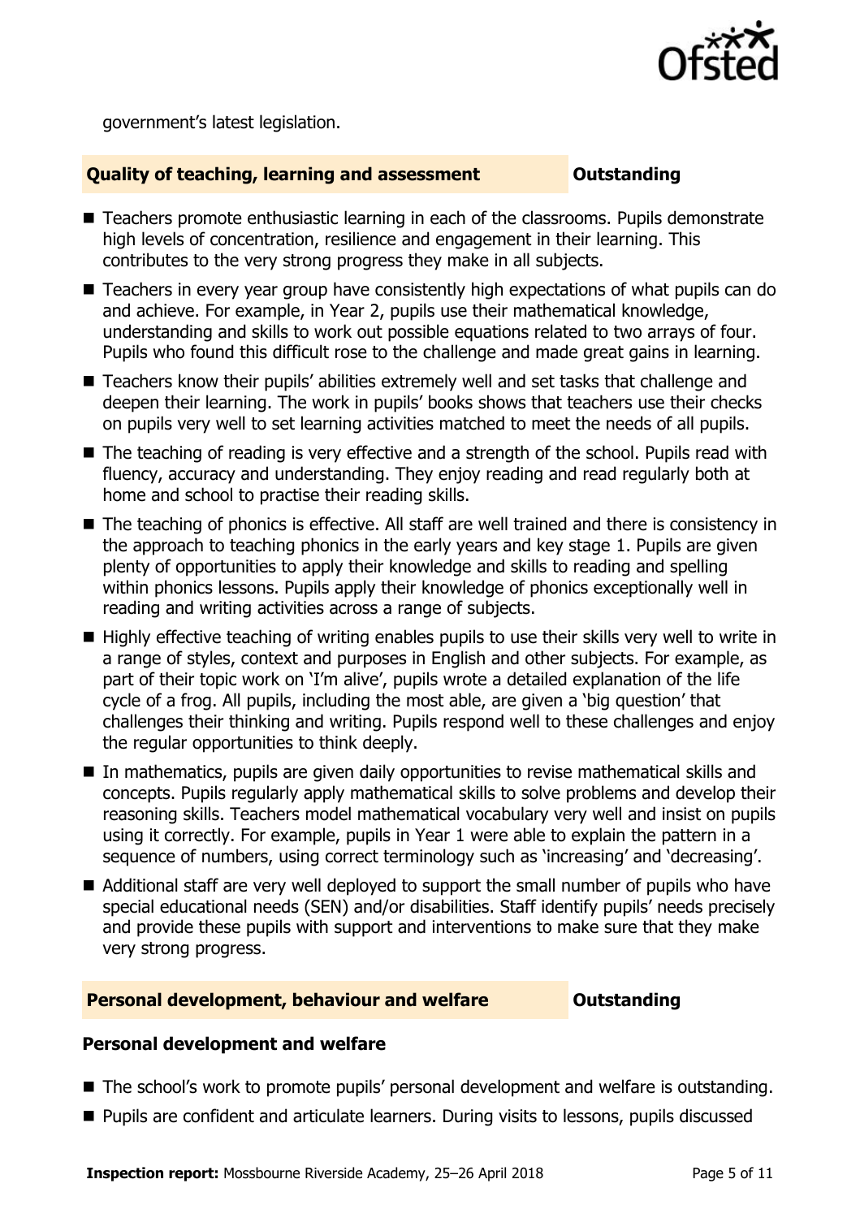government's latest legislation.

## Quality of teaching, learning and assessment — Outstanding

- Teachers promote enthusiastic learning in each of the classrooms. Pupils demonstrate high levels of concentration, resilience and engagement in their learning. This contributes to the very strong progress they make in all subjects.
- Teachers in every year group have consistently high expectations of what pupils can do and achieve. For example, in Year 2, pupils use their mathematical knowledge, understanding and skills to work out possible equations related to two arrays of four. Pupils who found this difficult rose to the challenge and made great gains in learning.
- Teachers know their pupils' abilities extremely well and set tasks that challenge and deepen their learning. The work in pupils' books shows that teachers use their checks on pupils very well to set learning activities matched to meet the needs of all pupils.
- The teaching of reading is very effective and a strength of the school. Pupils read with fluency, accuracy and understanding. They enjoy reading and read regularly both at home and school to practise their reading skills.
- The teaching of phonics is effective. All staff are well trained and there is consistency in the approach to teaching phonics in the early years and key stage 1. Pupils are given plenty of opportunities to apply their knowledge and skills to reading and spelling within phonics lessons. Pupils apply their knowledge of phonics exceptionally well in reading and writing activities across a range of subjects.
- Highly effective teaching of writing enables pupils to use their skills very well to write in a range of styles, context and purposes in English and other subjects. For example, as part of their topic work on 'I'm alive', pupils wrote a detailed explanation of the life cycle of a frog. All pupils, including the most able, are given a 'big question' that challenges their thinking and writing. Pupils respond well to these challenges and enjoy the regular opportunities to think deeply.
- In mathematics, pupils are given daily opportunities to revise mathematical skills and concepts. Pupils regularly apply mathematical skills to solve problems and develop their reasoning skills. Teachers model mathematical vocabulary very well and insist on pupils using it correctly. For example, pupils in Year 1 were able to explain the pattern in a sequence of numbers, using correct terminology such as 'increasing' and 'decreasing'.
- Additional staff are very well deployed to support the small number of pupils who have special educational needs (SEN) and/or disabilities. Staff identify pupils' needs precisely and provide these pupils with support and interventions to make sure that they make very strong progress.

## Personal development, behaviour and welfare — Outstanding

### Personal development and welfare

- The school's work to promote pupils' personal development and welfare is outstanding.
- Pupils are confident and articulate learners. During visits to lessons, pupils discussed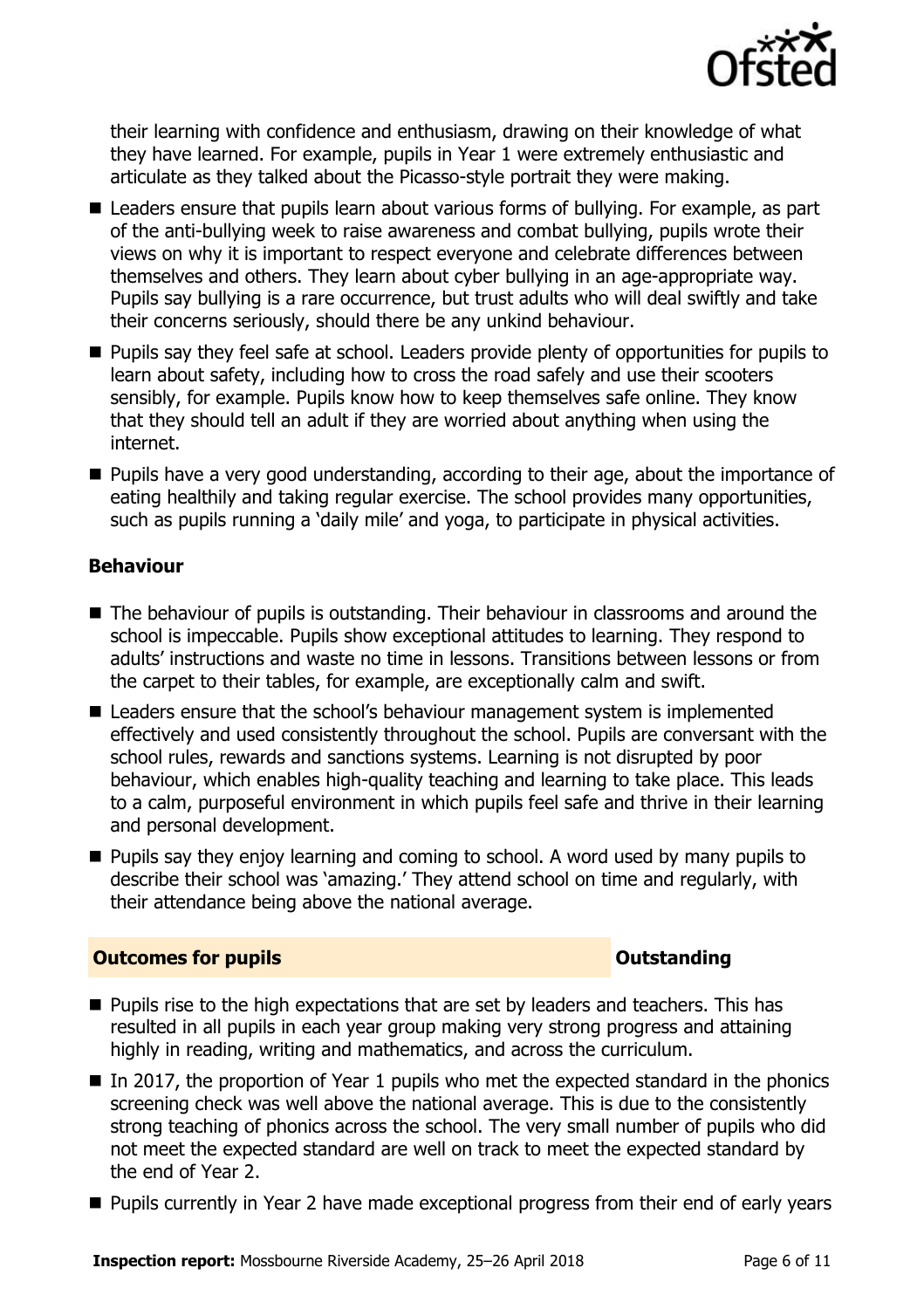their learning with confidence and enthusiasm, drawing on their knowledge of what they have learned. For example, pupils in Year 1 were extremely enthusiastic and articulate as they talked about the Picasso-style portrait they were making.

- Leaders ensure that pupils learn about various forms of bullying. For example, as part of the anti-bullying week to raise awareness and combat bullying, pupils wrote their views on why it is important to respect everyone and celebrate differences between themselves and others. They learn about cyber bullying in an age-appropriate way. Pupils say bullying is a rare occurrence, but trust adults who will deal swiftly and take their concerns seriously, should there be any unkind behaviour.
- Pupils say they feel safe at school. Leaders provide plenty of opportunities for pupils to learn about safety, including how to cross the road safely and use their scooters sensibly, for example. Pupils know how to keep themselves safe online. They know that they should tell an adult if they are worried about anything when using the internet.
- Pupils have a very good understanding, according to their age, about the importance of eating healthily and taking regular exercise. The school provides many opportunities, such as pupils running a 'daily mile' and yoga, to participate in physical activities.

### Behaviour

- The behaviour of pupils is outstanding. Their behaviour in classrooms and around the school is impeccable. Pupils show exceptional attitudes to learning. They respond to adults' instructions and waste no time in lessons. Transitions between lessons or from the carpet to their tables, for example, are exceptionally calm and swift.
- Leaders ensure that the school's behaviour management system is implemented effectively and used consistently throughout the school. Pupils are conversant with the school rules, rewards and sanctions systems. Learning is not disrupted by poor behaviour, which enables high-quality teaching and learning to take place. This leads to a calm, purposeful environment in which pupils feel safe and thrive in their learning and personal development.
- Pupils say they enjoy learning and coming to school. A word used by many pupils to describe their school was 'amazing.' They attend school on time and regularly, with their attendance being above the national average.

## Outcomes for pupils — Outstanding

- Pupils rise to the high expectations that are set by leaders and teachers. This has resulted in all pupils in each year group making very strong progress and attaining highly in reading, writing and mathematics, and across the curriculum.
- In 2017, the proportion of Year 1 pupils who met the expected standard in the phonics screening check was well above the national average. This is due to the consistently strong teaching of phonics across the school. The very small number of pupils who did not meet the expected standard are well on track to meet the expected standard by the end of Year 2.
- Pupils currently in Year 2 have made exceptional progress from their end of early years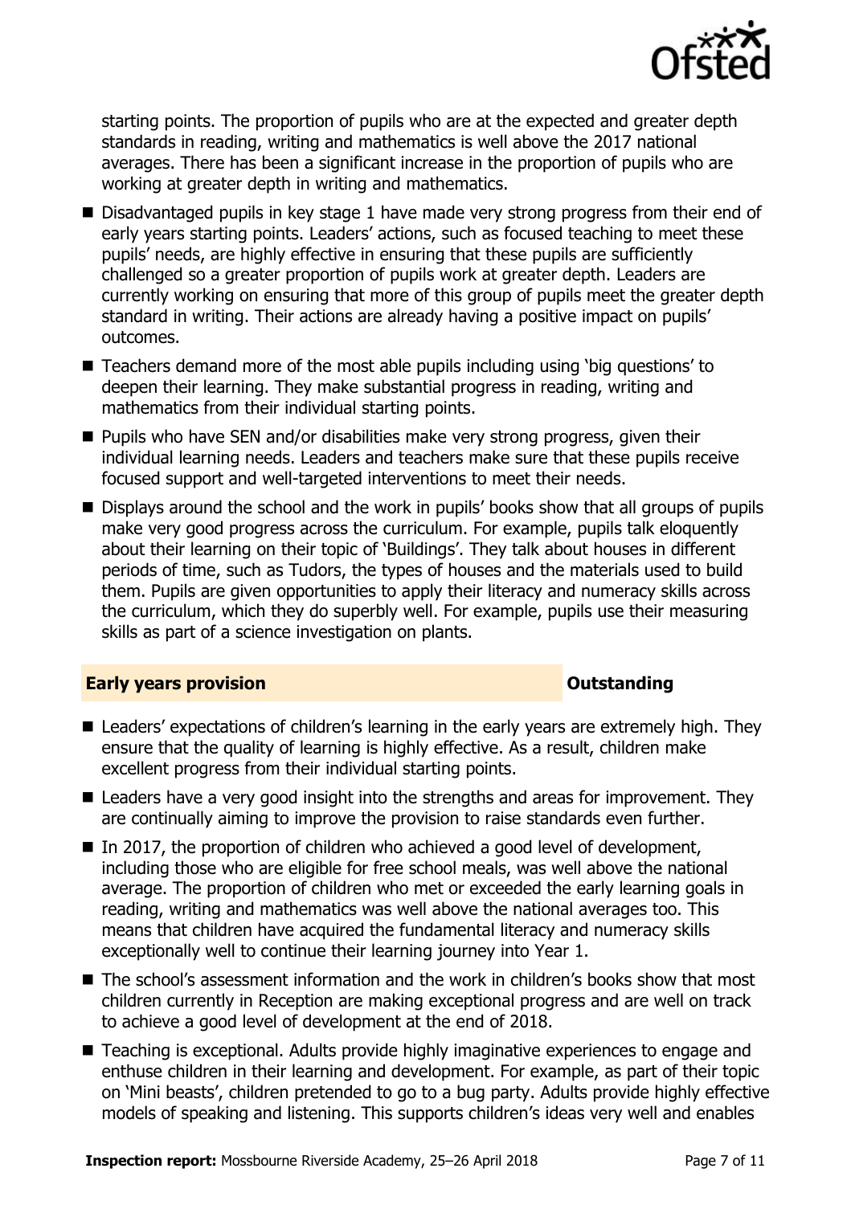starting points. The proportion of pupils who are at the expected and greater depth standards in reading, writing and mathematics is well above the 2017 national averages. There has been a significant increase in the proportion of pupils who are working at greater depth in writing and mathematics.

- Disadvantaged pupils in key stage 1 have made very strong progress from their end of early years starting points. Leaders' actions, such as focused teaching to meet these pupils' needs, are highly effective in ensuring that these pupils are sufficiently challenged so a greater proportion of pupils work at greater depth. Leaders are currently working on ensuring that more of this group of pupils meet the greater depth standard in writing. Their actions are already having a positive impact on pupils' outcomes.
- Teachers demand more of the most able pupils including using 'big questions' to deepen their learning. They make substantial progress in reading, writing and mathematics from their individual starting points.
- Pupils who have SEN and/or disabilities make very strong progress, given their individual learning needs. Leaders and teachers make sure that these pupils receive focused support and well-targeted interventions to meet their needs.
- Displays around the school and the work in pupils' books show that all groups of pupils make very good progress across the curriculum. For example, pupils talk eloquently about their learning on their topic of 'Buildings'. They talk about houses in different periods of time, such as Tudors, the types of houses and the materials used to build them. Pupils are given opportunities to apply their literacy and numeracy skills across the curriculum, which they do superbly well. For example, pupils use their measuring skills as part of a science investigation on plants.

## Early years provision — Outstanding

- Leaders' expectations of children's learning in the early years are extremely high. They ensure that the quality of learning is highly effective. As a result, children make excellent progress from their individual starting points.
- Leaders have a very good insight into the strengths and areas for improvement. They are continually aiming to improve the provision to raise standards even further.
- In 2017, the proportion of children who achieved a good level of development, including those who are eligible for free school meals, was well above the national average. The proportion of children who met or exceeded the early learning goals in reading, writing and mathematics was well above the national averages too. This means that children have acquired the fundamental literacy and numeracy skills exceptionally well to continue their learning journey into Year 1.
- The school's assessment information and the work in children's books show that most children currently in Reception are making exceptional progress and are well on track to achieve a good level of development at the end of 2018.
- Teaching is exceptional. Adults provide highly imaginative experiences to engage and enthuse children in their learning and development. For example, as part of their topic on 'Mini beasts', children pretended to go to a bug party. Adults provide highly effective models of speaking and listening. This supports children's ideas very well and enables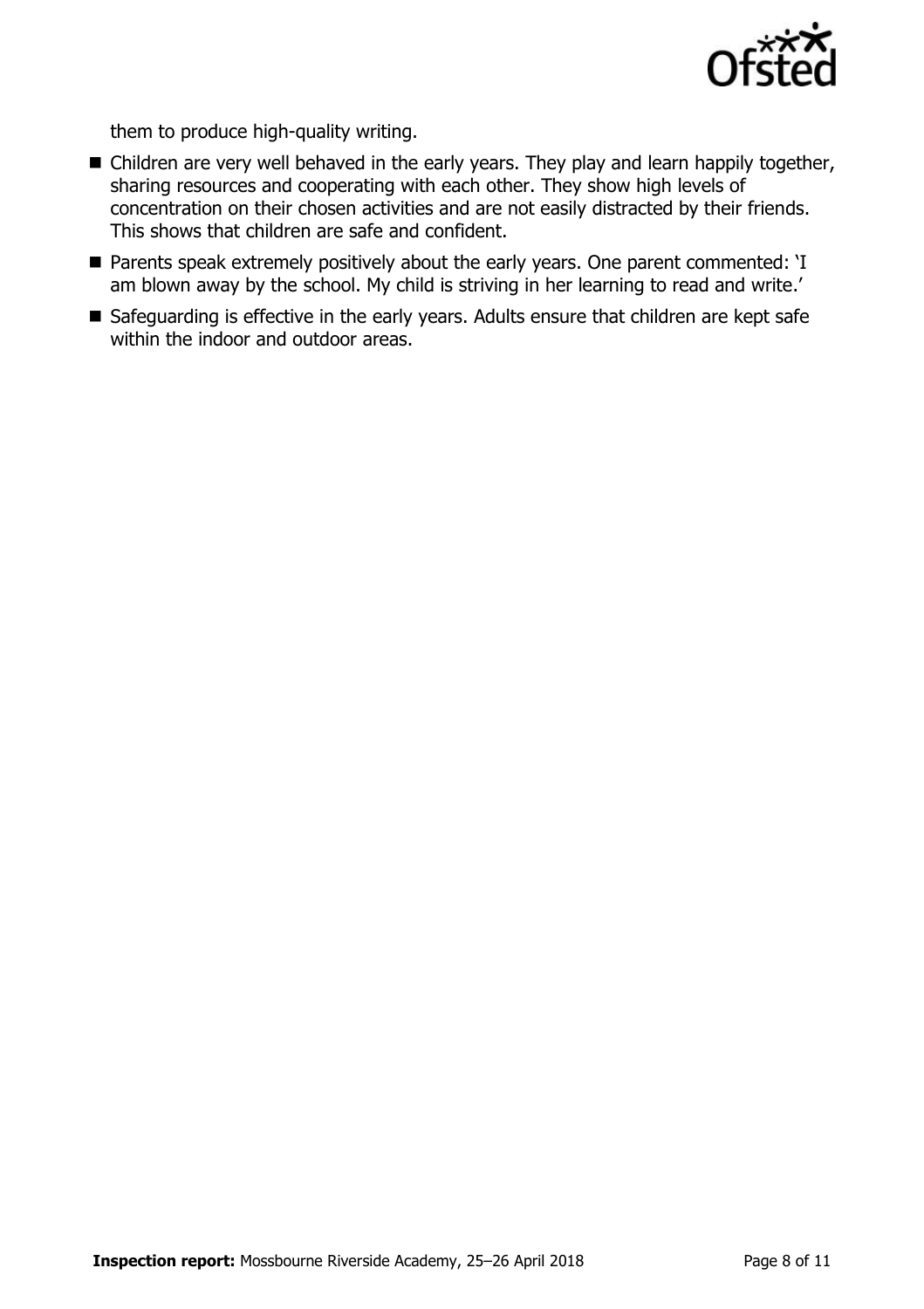them to produce high-quality writing.

- Children are very well behaved in the early years. They play and learn happily together, sharing resources and cooperating with each other. They show high levels of concentration on their chosen activities and are not easily distracted by their friends. This shows that children are safe and confident.
- Parents speak extremely positively about the early years. One parent commented: 'I am blown away by the school. My child is striving in her learning to read and write.'
- Safeguarding is effective in the early years. Adults ensure that children are kept safe within the indoor and outdoor areas.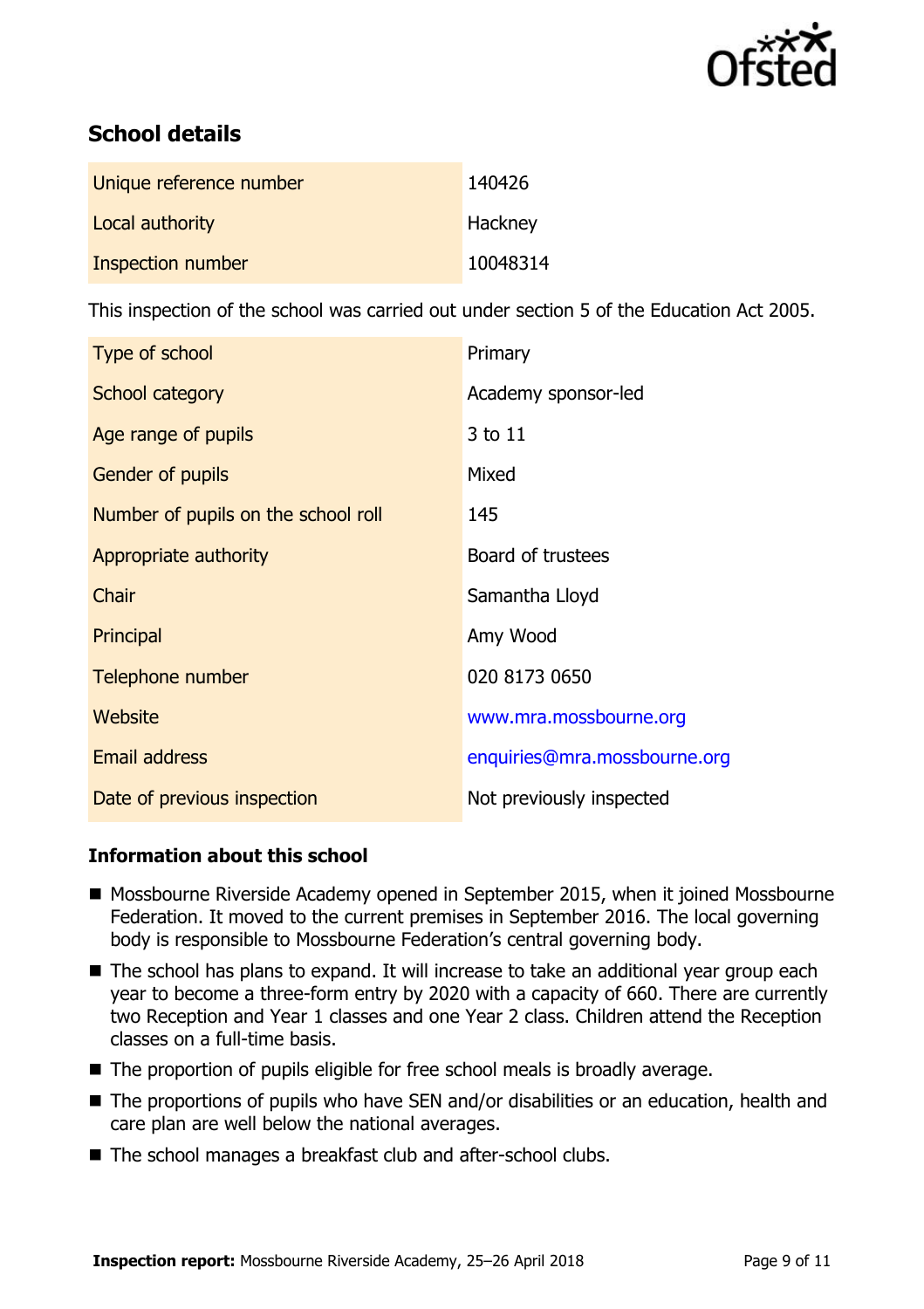## School details

| | |
|---|---|
| Unique reference number | 140426 |
| Local authority | Hackney |
| Inspection number | 10048314 |

This inspection of the school was carried out under section 5 of the Education Act 2005.

| | |
|---|---|
| Type of school | Primary |
| School category | Academy sponsor-led |
| Age range of pupils | 3 to 11 |
| Gender of pupils | Mixed |
| Number of pupils on the school roll | 145 |
| Appropriate authority | Board of trustees |
| Chair | Samantha Lloyd |
| Principal | Amy Wood |
| Telephone number | 020 8173 0650 |
| Website | www.mra.mossbourne.org |
| Email address | enquiries@mra.mossbourne.org |
| Date of previous inspection | Not previously inspected |

### Information about this school

- Mossbourne Riverside Academy opened in September 2015, when it joined Mossbourne Federation. It moved to the current premises in September 2016. The local governing body is responsible to Mossbourne Federation's central governing body.
- The school has plans to expand. It will increase to take an additional year group each year to become a three-form entry by 2020 with a capacity of 660. There are currently two Reception and Year 1 classes and one Year 2 class. Children attend the Reception classes on a full-time basis.
- The proportion of pupils eligible for free school meals is broadly average.
- The proportions of pupils who have SEN and/or disabilities or an education, health and care plan are well below the national averages.
- The school manages a breakfast club and after-school clubs.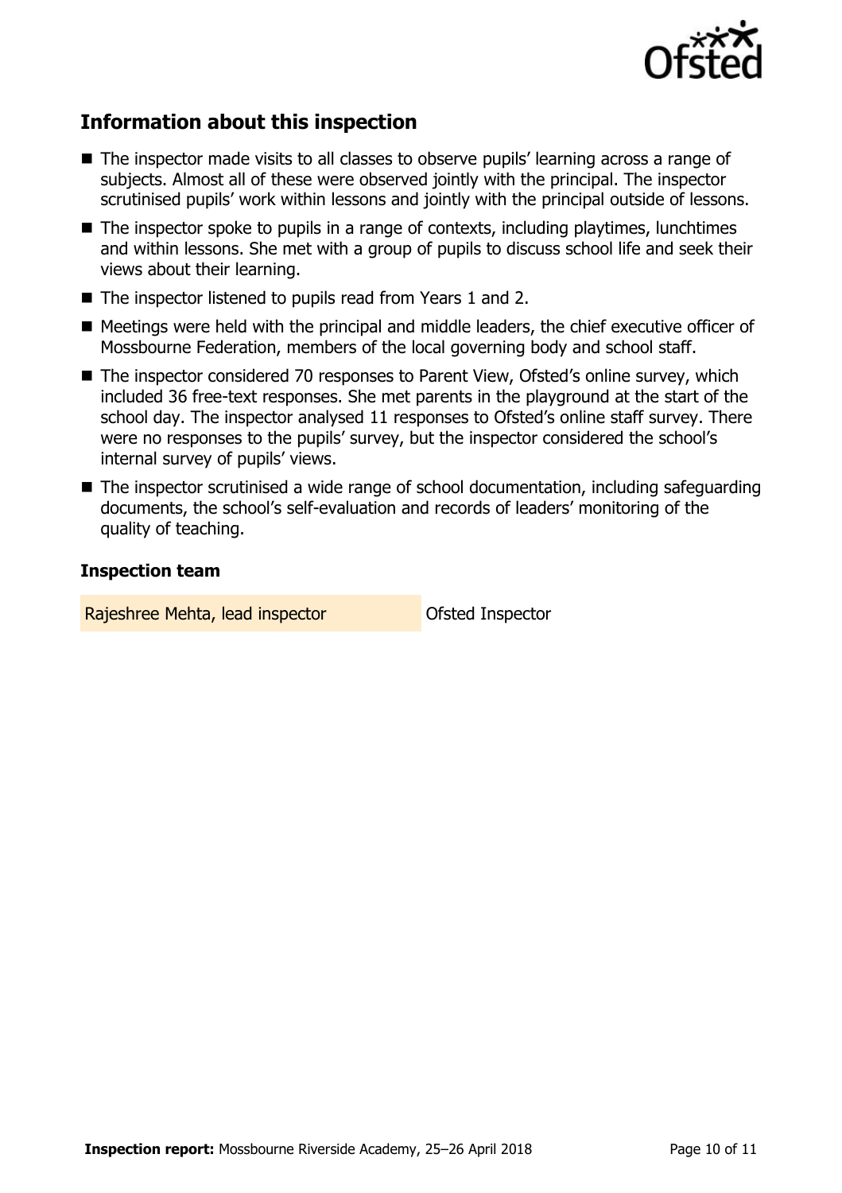## Information about this inspection

- The inspector made visits to all classes to observe pupils' learning across a range of subjects. Almost all of these were observed jointly with the principal. The inspector scrutinised pupils' work within lessons and jointly with the principal outside of lessons.
- The inspector spoke to pupils in a range of contexts, including playtimes, lunchtimes and within lessons. She met with a group of pupils to discuss school life and seek their views about their learning.
- The inspector listened to pupils read from Years 1 and 2.
- Meetings were held with the principal and middle leaders, the chief executive officer of Mossbourne Federation, members of the local governing body and school staff.
- The inspector considered 70 responses to Parent View, Ofsted's online survey, which included 36 free-text responses. She met parents in the playground at the start of the school day. The inspector analysed 11 responses to Ofsted's online staff survey. There were no responses to the pupils' survey, but the inspector considered the school's internal survey of pupils' views.
- The inspector scrutinised a wide range of school documentation, including safeguarding documents, the school's self-evaluation and records of leaders' monitoring of the quality of teaching.

### Inspection team

| | |
|---|---|
| Rajeshree Mehta, lead inspector | Ofsted Inspector |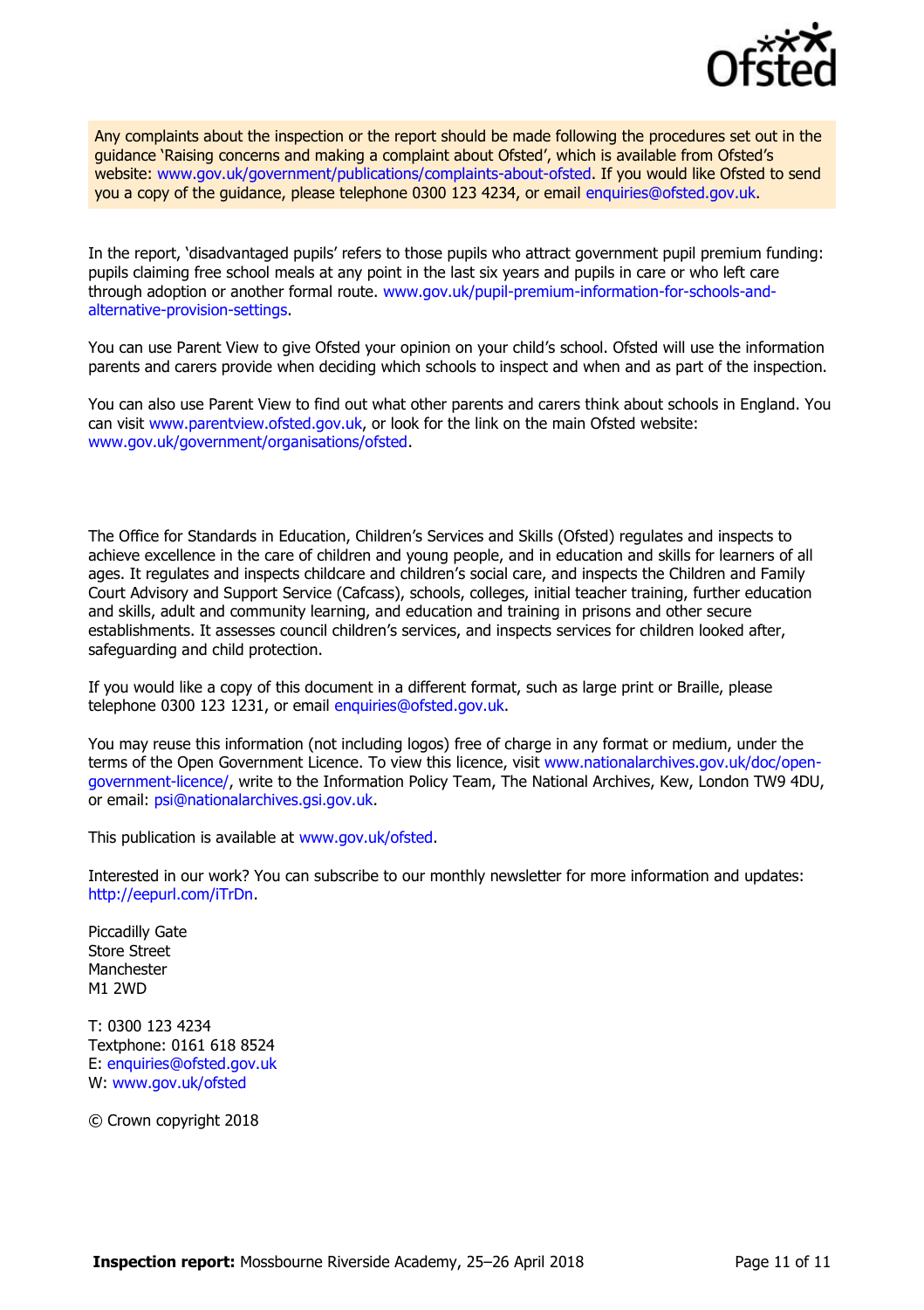Any complaints about the inspection or the report should be made following the procedures set out in the guidance 'Raising concerns and making a complaint about Ofsted', which is available from Ofsted's website: www.gov.uk/government/publications/complaints-about-ofsted. If you would like Ofsted to send you a copy of the guidance, please telephone 0300 123 4234, or email enquiries@ofsted.gov.uk.

In the report, 'disadvantaged pupils' refers to those pupils who attract government pupil premium funding: pupils claiming free school meals at any point in the last six years and pupils in care or who left care through adoption or another formal route. www.gov.uk/pupil-premium-information-for-schools-and-alternative-provision-settings.

You can use Parent View to give Ofsted your opinion on your child's school. Ofsted will use the information parents and carers provide when deciding which schools to inspect and when and as part of the inspection.

You can also use Parent View to find out what other parents and carers think about schools in England. You can visit www.parentview.ofsted.gov.uk, or look for the link on the main Ofsted website: www.gov.uk/government/organisations/ofsted.

The Office for Standards in Education, Children's Services and Skills (Ofsted) regulates and inspects to achieve excellence in the care of children and young people, and in education and skills for learners of all ages. It regulates and inspects childcare and children's social care, and inspects the Children and Family Court Advisory and Support Service (Cafcass), schools, colleges, initial teacher training, further education and skills, adult and community learning, and education and training in prisons and other secure establishments. It assesses council children's services, and inspects services for children looked after, safeguarding and child protection.

If you would like a copy of this document in a different format, such as large print or Braille, please telephone 0300 123 1231, or email enquiries@ofsted.gov.uk.

You may reuse this information (not including logos) free of charge in any format or medium, under the terms of the Open Government Licence. To view this licence, visit www.nationalarchives.gov.uk/doc/open-government-licence/, write to the Information Policy Team, The National Archives, Kew, London TW9 4DU, or email: psi@nationalarchives.gsi.gov.uk.

This publication is available at www.gov.uk/ofsted.

Interested in our work? You can subscribe to our monthly newsletter for more information and updates: http://eepurl.com/iTrDn.

Piccadilly Gate
Store Street
Manchester
M1 2WD

T: 0300 123 4234
Textphone: 0161 618 8524
E: enquiries@ofsted.gov.uk
W: www.gov.uk/ofsted

© Crown copyright 2018